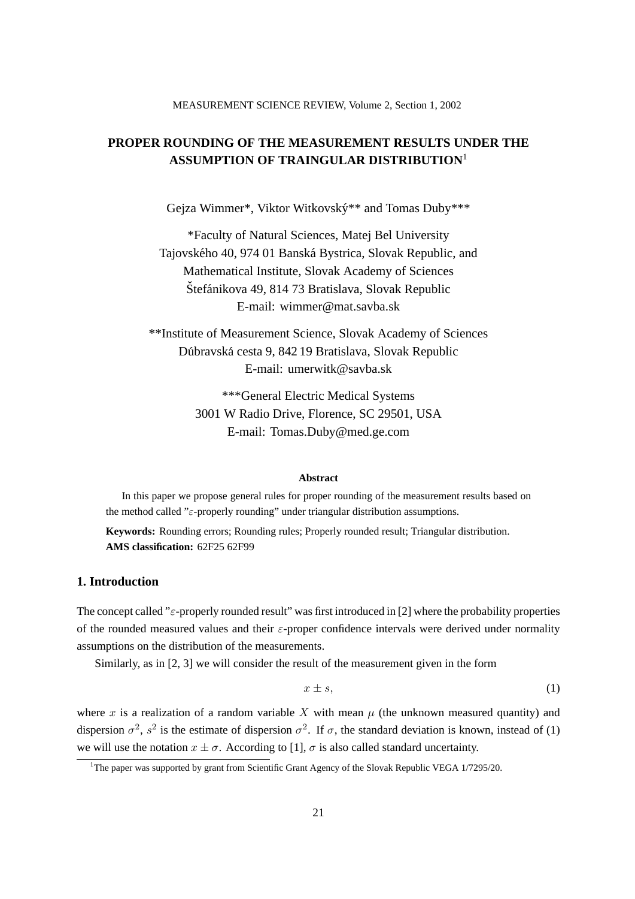# PROPER ROUNDING OF THE MEASUREMENT RESULTS UNDER THE ASSUMPTION OF TRAINGULAR DISTRIBUTION[1]

Gejza Wimmer*, Viktor Witkovský** and Tomas Duby***

*Faculty of Natural Sciences, Matej Bel University
Tajovského 40, 974 01 Banská Bystrica, Slovak Republic, and
Mathematical Institute, Slovak Academy of Sciences
Štefánikova 49, 814 73 Bratislava, Slovak Republic
E-mail: wimmer@mat.savba.sk

**Institute of Measurement Science, Slovak Academy of Sciences
Dúbravská cesta 9, 842 19 Bratislava, Slovak Republic
E-mail: umerwitk@savba.sk

***General Electric Medical Systems
3001 W Radio Drive, Florence, SC 29501, USA
E-mail: Tomas.Duby@med.ge.com

### Abstract

In this paper we propose general rules for proper rounding of the measurement results based on the method called "$\varepsilon$-properly rounding" under triangular distribution assumptions.

**Keywords:** Rounding errors; Rounding rules; Properly rounded result; Triangular distribution.
**AMS classification:** 62F25 62F99

## 1. Introduction

The concept called "$\varepsilon$-properly rounded result" was first introduced in [2] where the probability properties of the rounded measured values and their $\varepsilon$-proper confidence intervals were derived under normality assumptions on the distribution of the measurements.

Similarly, as in [2, 3] we will consider the result of the measurement given in the form

$$x \pm s, \tag{1}$$

where $x$ is a realization of a random variable $X$ with mean $\mu$ (the unknown measured quantity) and dispersion $\sigma^2$, $s^2$ is the estimate of dispersion $\sigma^2$. If $\sigma$, the standard deviation is known, instead of (1) we will use the notation $x \pm \sigma$. According to [1], $\sigma$ is also called standard uncertainty.

[1] The paper was supported by grant from Scientific Grant Agency of the Slovak Republic VEGA 1/7295/20.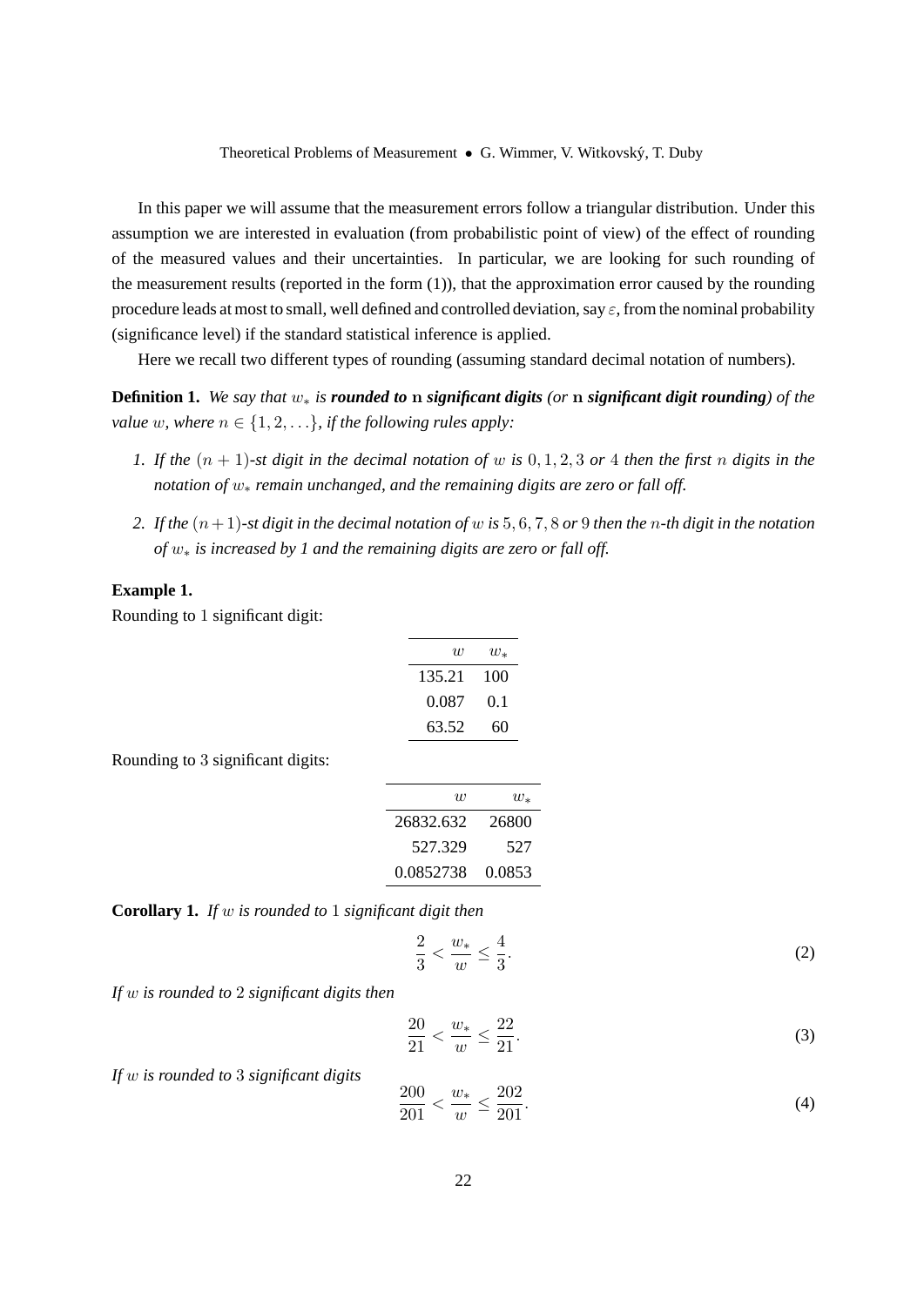In this paper we will assume that the measurement errors follow a triangular distribution. Under this assumption we are interested in evaluation (from probabilistic point of view) of the effect of rounding of the measured values and their uncertainties. In particular, we are looking for such rounding of the measurement results (reported in the form (1)), that the approximation error caused by the rounding procedure leads at most to small, well defined and controlled deviation, say $\varepsilon$, from the nominal probability (significance level) if the standard statistical inference is applied.

Here we recall two different types of rounding (assuming standard decimal notation of numbers).

**Definition 1.** *We say that $w_*$ is **rounded to n significant digits** (or **n significant digit rounding**) of the value $w$, where $n \in \{1, 2, \ldots\}$, if the following rules apply:*

1. *If the $(n+1)$-st digit in the decimal notation of $w$ is $0, 1, 2, 3$ or $4$ then the first $n$ digits in the notation of $w_*$ remain unchanged, and the remaining digits are zero or fall off.*
2. *If the $(n+1)$-st digit in the decimal notation of $w$ is $5, 6, 7, 8$ or $9$ then the $n$-th digit in the notation of $w_*$ is increased by 1 and the remaining digits are zero or fall off.*

**Example 1.**

Rounding to 1 significant digit:

| $w$ | $w_*$ |
|---|---|
| 135.21 | 100 |
| 0.087 | 0.1 |
| 63.52 | 60 |

Rounding to 3 significant digits:

| $w$ | $w_*$ |
|---|---|
| 26832.632 | 26800 |
| 527.329 | 527 |
| 0.0852738 | 0.0853 |

**Corollary 1.** *If $w$ is rounded to 1 significant digit then*

$$\frac{2}{3} < \frac{w_*}{w} \leq \frac{4}{3}. \tag{2}$$

*If $w$ is rounded to 2 significant digits then*

$$\frac{20}{21} < \frac{w_*}{w} \leq \frac{22}{21}. \tag{3}$$

*If $w$ is rounded to 3 significant digits*

$$\frac{200}{201} < \frac{w_*}{w} \leq \frac{202}{201}. \tag{4}$$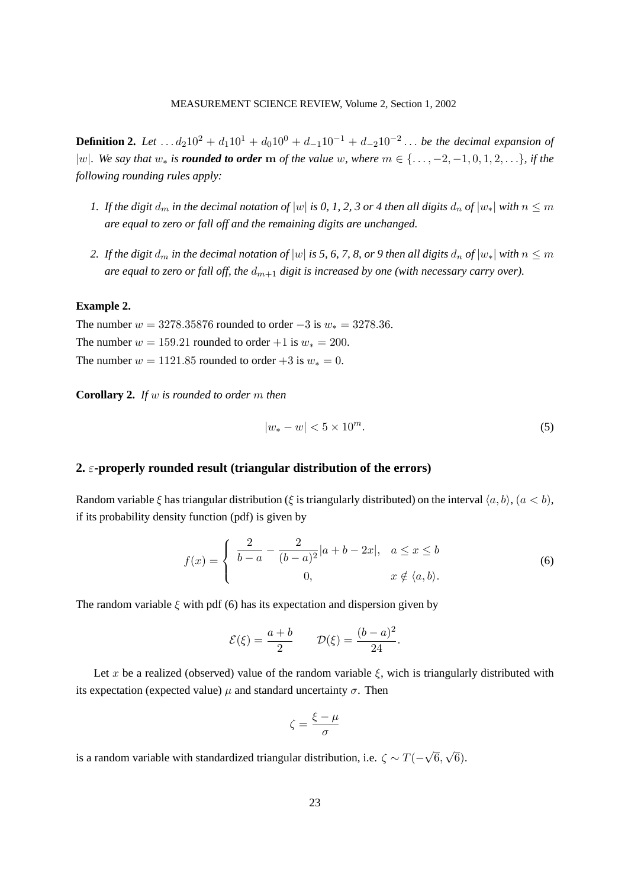**Definition 2.** *Let* $\ldots d_2 10^2 + d_1 10^1 + d_0 10^0 + d_{-1} 10^{-1} + d_{-2} 10^{-2} \ldots$ *be the decimal expansion of* $|w|$. *We say that* $w_*$ *is* ***rounded to order*** $\mathbf{m}$ *of the value* $w$, *where* $m \in \{\ldots, -2, -1, 0, 1, 2, \ldots\}$, *if the following rounding rules apply:*

1. *If the digit* $d_m$ *in the decimal notation of* $|w|$ *is 0, 1, 2, 3 or 4 then all digits* $d_n$ *of* $|w_*|$ *with* $n \leq m$ *are equal to zero or fall off and the remaining digits are unchanged.*

2. *If the digit* $d_m$ *in the decimal notation of* $|w|$ *is 5, 6, 7, 8, or 9 then all digits* $d_n$ *of* $|w_*|$ *with* $n \leq m$ *are equal to zero or fall off, the* $d_{m+1}$ *digit is increased by one (with necessary carry over).*

**Example 2.**

The number $w = 3278.35876$ rounded to order $-3$ is $w_* = 3278.36$.
The number $w = 159.21$ rounded to order $+1$ is $w_* = 200$.
The number $w = 1121.85$ rounded to order $+3$ is $w_* = 0$.

**Corollary 2.** *If* $w$ *is rounded to order* $m$ *then*

$$|w_* - w| < 5 \times 10^m. \tag{5}$$

## 2. $\varepsilon$-properly rounded result (triangular distribution of the errors)

Random variable $\xi$ has triangular distribution ($\xi$ is triangularly distributed) on the interval $\langle a, b \rangle$, $(a < b)$, if its probability density function (pdf) is given by

$$f(x) = \begin{cases} \dfrac{2}{b-a} - \dfrac{2}{(b-a)^2}|a + b - 2x|, & a \leq x \leq b \\ 0, & x \notin \langle a, b \rangle. \end{cases} \tag{6}$$

The random variable $\xi$ with pdf (6) has its expectation and dispersion given by

$$\mathcal{E}(\xi) = \frac{a+b}{2} \qquad \mathcal{D}(\xi) = \frac{(b-a)^2}{24}.$$

Let $x$ be a realized (observed) value of the random variable $\xi$, wich is triangularly distributed with its expectation (expected value) $\mu$ and standard uncertainty $\sigma$. Then

$$\zeta = \frac{\xi - \mu}{\sigma}$$

is a random variable with standardized triangular distribution, i.e. $\zeta \sim T(-\sqrt{6}, \sqrt{6})$.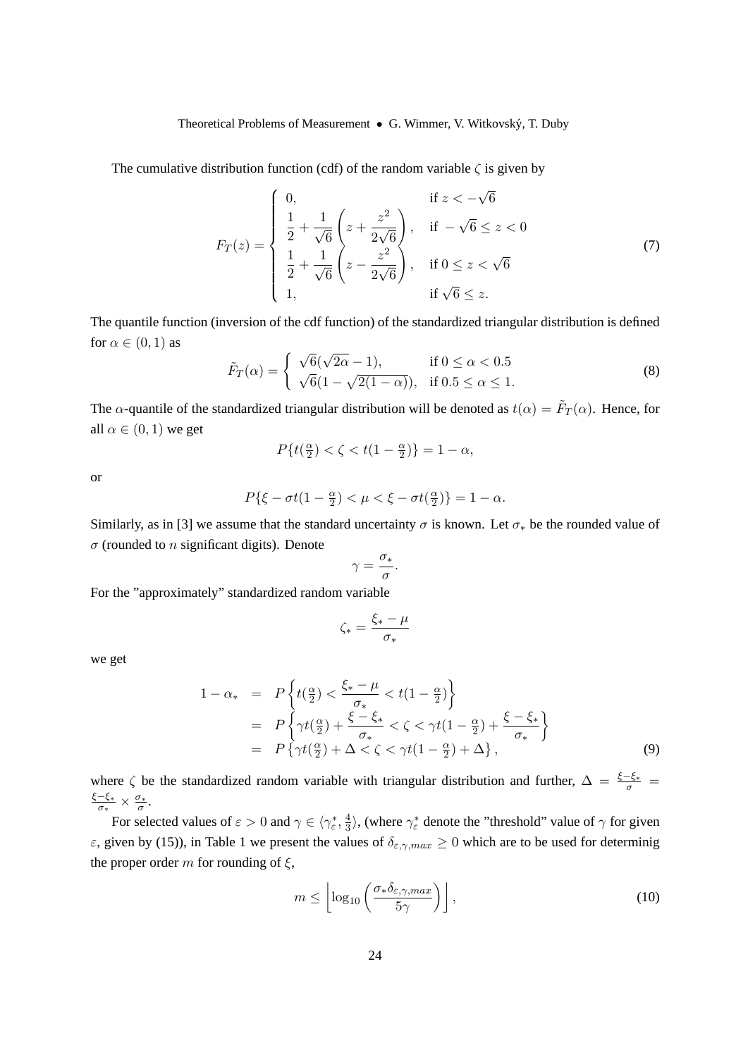The cumulative distribution function (cdf) of the random variable $\zeta$ is given by

$$F_T(z) = \begin{cases} 0, & \text{if } z < -\sqrt{6} \\ \dfrac{1}{2} + \dfrac{1}{\sqrt{6}}\left(z + \dfrac{z^2}{2\sqrt{6}}\right), & \text{if } -\sqrt{6} \le z < 0 \\ \dfrac{1}{2} + \dfrac{1}{\sqrt{6}}\left(z - \dfrac{z^2}{2\sqrt{6}}\right), & \text{if } 0 \le z < \sqrt{6} \\ 1, & \text{if } \sqrt{6} \le z. \end{cases} \tag{7}$$

The quantile function (inversion of the cdf function) of the standardized triangular distribution is defined for $\alpha \in (0,1)$ as

$$\tilde{F}_T(\alpha) = \begin{cases} \sqrt{6}(\sqrt{2\alpha} - 1), & \text{if } 0 \le \alpha < 0.5 \\ \sqrt{6}(1 - \sqrt{2(1-\alpha)}), & \text{if } 0.5 \le \alpha \le 1. \end{cases} \tag{8}$$

The $\alpha$-quantile of the standardized triangular distribution will be denoted as $t(\alpha) = \tilde{F}_T(\alpha)$. Hence, for all $\alpha \in (0,1)$ we get

$$P\{t(\tfrac{\alpha}{2}) < \zeta < t(1 - \tfrac{\alpha}{2})\} = 1 - \alpha,$$

or

$$P\{\xi - \sigma t(1 - \tfrac{\alpha}{2}) < \mu < \xi - \sigma t(\tfrac{\alpha}{2})\} = 1 - \alpha.$$

Similarly, as in [3] we assume that the standard uncertainty $\sigma$ is known. Let $\sigma_*$ be the rounded value of $\sigma$ (rounded to $n$ significant digits). Denote

$$\gamma = \frac{\sigma_*}{\sigma}.$$

For the "approximately" standardized random variable

$$\zeta_* = \frac{\xi_* - \mu}{\sigma_*}$$

we get

$$\begin{aligned} 1 - \alpha_* &= P\left\{t(\tfrac{\alpha}{2}) < \frac{\xi_* - \mu}{\sigma_*} < t(1 - \tfrac{\alpha}{2})\right\} \\ &= P\left\{\gamma t(\tfrac{\alpha}{2}) + \frac{\xi - \xi_*}{\sigma_*} < \zeta < \gamma t(1 - \tfrac{\alpha}{2}) + \frac{\xi - \xi_*}{\sigma_*}\right\} \\ &= P\left\{\gamma t(\tfrac{\alpha}{2}) + \Delta < \zeta < \gamma t(1 - \tfrac{\alpha}{2}) + \Delta\right\}, \end{aligned} \tag{9}$$

where $\zeta$ be the standardized random variable with triangular distribution and further, $\Delta = \frac{\xi - \xi_*}{\sigma} = \frac{\xi - \xi_*}{\sigma_*} \times \frac{\sigma_*}{\sigma}$.

For selected values of $\varepsilon > 0$ and $\gamma \in \langle \gamma^*_\varepsilon, \frac{4}{3} \rangle$, (where $\gamma^*_\varepsilon$ denote the "threshold" value of $\gamma$ for given $\varepsilon$, given by (15)), in Table 1 we present the values of $\delta_{\varepsilon,\gamma,max} \ge 0$ which are to be used for determinig the proper order $m$ for rounding of $\xi$,

$$m \le \left\lfloor \log_{10}\left(\frac{\sigma_* \delta_{\varepsilon,\gamma,max}}{5\gamma}\right) \right\rfloor, \tag{10}$$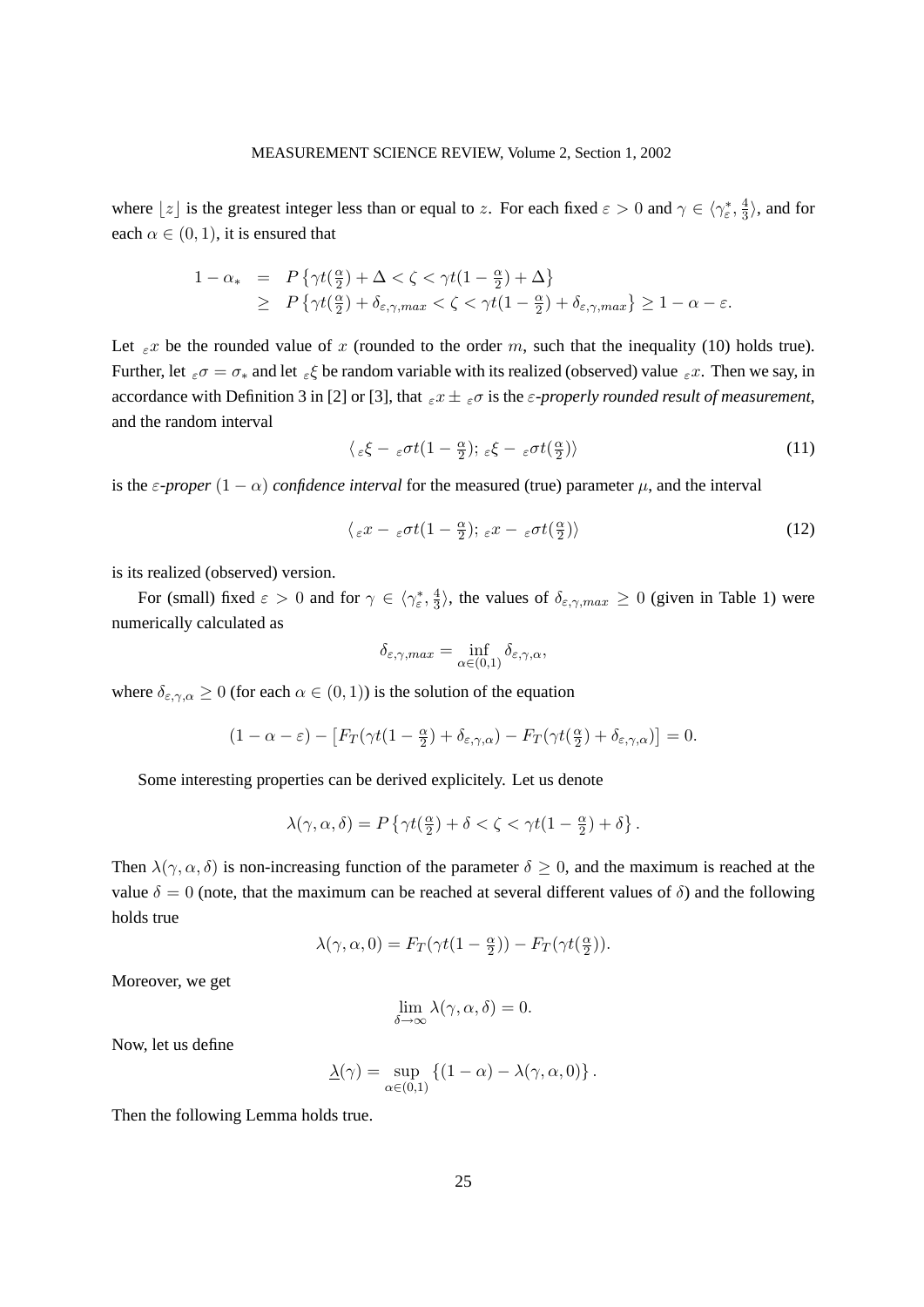where $\lfloor z \rfloor$ is the greatest integer less than or equal to $z$. For each fixed $\varepsilon > 0$ and $\gamma \in \langle \gamma_\varepsilon^*, \frac{4}{3} \rangle$, and for each $\alpha \in (0,1)$, it is ensured that

$$
\begin{aligned}
1 - \alpha_* &= P\left\{ \gamma t(\tfrac{\alpha}{2}) + \Delta < \zeta < \gamma t(1 - \tfrac{\alpha}{2}) + \Delta \right\} \\
&\geq P\left\{ \gamma t(\tfrac{\alpha}{2}) + \delta_{\varepsilon,\gamma,max} < \zeta < \gamma t(1 - \tfrac{\alpha}{2}) + \delta_{\varepsilon,\gamma,max} \right\} \geq 1 - \alpha - \varepsilon.
\end{aligned}
$$

Let ${}_\varepsilon x$ be the rounded value of $x$ (rounded to the order $m$, such that the inequality (10) holds true). Further, let ${}_\varepsilon\sigma = \sigma_*$ and let ${}_\varepsilon\xi$ be random variable with its realized (observed) value ${}_\varepsilon x$. Then we say, in accordance with Definition 3 in [2] or [3], that ${}_\varepsilon x \pm {}_\varepsilon\sigma$ is the *$\varepsilon$-properly rounded result of measurement*, and the random interval

$$
\langle {}_\varepsilon\xi - {}_\varepsilon\sigma t(1 - \tfrac{\alpha}{2});\ {}_\varepsilon\xi - {}_\varepsilon\sigma t(\tfrac{\alpha}{2}) \rangle \tag{11}
$$

is the *$\varepsilon$-proper $(1-\alpha)$ confidence interval* for the measured (true) parameter $\mu$, and the interval

$$
\langle {}_\varepsilon x - {}_\varepsilon\sigma t(1 - \tfrac{\alpha}{2});\ {}_\varepsilon x - {}_\varepsilon\sigma t(\tfrac{\alpha}{2}) \rangle \tag{12}
$$

is its realized (observed) version.

For (small) fixed $\varepsilon > 0$ and for $\gamma \in \langle \gamma_\varepsilon^*, \frac{4}{3} \rangle$, the values of $\delta_{\varepsilon,\gamma,max} \geq 0$ (given in Table 1) were numerically calculated as

$$
\delta_{\varepsilon,\gamma,max} = \inf_{\alpha \in (0,1)} \delta_{\varepsilon,\gamma,\alpha},
$$

where $\delta_{\varepsilon,\gamma,\alpha} \geq 0$ (for each $\alpha \in (0,1)$) is the solution of the equation

$$
(1 - \alpha - \varepsilon) - \left[ F_T(\gamma t(1 - \tfrac{\alpha}{2}) + \delta_{\varepsilon,\gamma,\alpha}) - F_T(\gamma t(\tfrac{\alpha}{2}) + \delta_{\varepsilon,\gamma,\alpha}) \right] = 0.
$$

Some interesting properties can be derived explicitely. Let us denote

$$
\lambda(\gamma, \alpha, \delta) = P\left\{ \gamma t(\tfrac{\alpha}{2}) + \delta < \zeta < \gamma t(1 - \tfrac{\alpha}{2}) + \delta \right\}.
$$

Then $\lambda(\gamma, \alpha, \delta)$ is non-increasing function of the parameter $\delta \geq 0$, and the maximum is reached at the value $\delta = 0$ (note, that the maximum can be reached at several different values of $\delta$) and the following holds true

$$
\lambda(\gamma, \alpha, 0) = F_T(\gamma t(1 - \tfrac{\alpha}{2})) - F_T(\gamma t(\tfrac{\alpha}{2})).
$$

Moreover, we get

$$
\lim_{\delta \to \infty} \lambda(\gamma, \alpha, \delta) = 0.
$$

Now, let us define

$$
\underline{\lambda}(\gamma) = \sup_{\alpha \in (0,1)} \left\{ (1 - \alpha) - \lambda(\gamma, \alpha, 0) \right\}.
$$

Then the following Lemma holds true.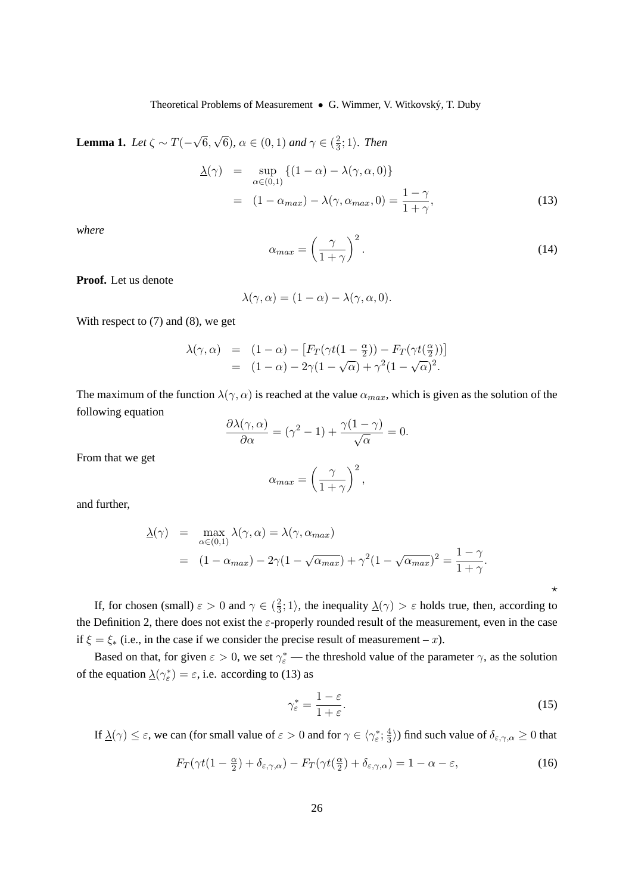**Lemma 1.** *Let* $\zeta \sim T(-\sqrt{6}, \sqrt{6})$, $\alpha \in (0,1)$ *and* $\gamma \in (\frac{2}{3}; 1\rangle$. *Then*

$$
\begin{aligned}
\underline{\lambda}(\gamma) &= \sup_{\alpha \in (0,1)} \{(1-\alpha) - \lambda(\gamma, \alpha, 0)\} \\
&= (1-\alpha_{max}) - \lambda(\gamma, \alpha_{max}, 0) = \frac{1-\gamma}{1+\gamma},
\end{aligned}
\tag{13}
$$

*where*

$$
\alpha_{max} = \left(\frac{\gamma}{1+\gamma}\right)^2. \tag{14}
$$

**Proof.** Let us denote

$$
\lambda(\gamma, \alpha) = (1-\alpha) - \lambda(\gamma, \alpha, 0).
$$

With respect to (7) and (8), we get

$$
\begin{aligned}
\lambda(\gamma, \alpha) &= (1-\alpha) - \left[F_T(\gamma t(1-\tfrac{\alpha}{2})) - F_T(\gamma t(\tfrac{\alpha}{2}))\right] \\
&= (1-\alpha) - 2\gamma(1-\sqrt{\alpha}) + \gamma^2(1-\sqrt{\alpha})^2.
\end{aligned}
$$

The maximum of the function $\lambda(\gamma, \alpha)$ is reached at the value $\alpha_{max}$, which is given as the solution of the following equation

$$
\frac{\partial \lambda(\gamma, \alpha)}{\partial \alpha} = (\gamma^2 - 1) + \frac{\gamma(1-\gamma)}{\sqrt{\alpha}} = 0.
$$

From that we get

$$
\alpha_{max} = \left(\frac{\gamma}{1+\gamma}\right)^2,
$$

and further,

$$
\begin{aligned}
\underline{\lambda}(\gamma) &= \max_{\alpha \in (0,1)} \lambda(\gamma, \alpha) = \lambda(\gamma, \alpha_{max}) \\
&= (1-\alpha_{max}) - 2\gamma(1-\sqrt{\alpha_{max}}) + \gamma^2(1-\sqrt{\alpha_{max}})^2 = \frac{1-\gamma}{1+\gamma}.
\end{aligned}
$$

$\star$

If, for chosen (small) $\varepsilon > 0$ and $\gamma \in (\frac{2}{3}; 1\rangle$, the inequality $\underline{\lambda}(\gamma) > \varepsilon$ holds true, then, according to the Definition 2, there does not exist the $\varepsilon$-properly rounded result of the measurement, even in the case if $\xi = \xi_*$ (i.e., in the case if we consider the precise result of measurement – $x$).

Based on that, for given $\varepsilon > 0$, we set $\gamma^*_\varepsilon$ — the threshold value of the parameter $\gamma$, as the solution of the equation $\underline{\lambda}(\gamma^*_\varepsilon) = \varepsilon$, i.e. according to (13) as

$$
\gamma^*_\varepsilon = \frac{1-\varepsilon}{1+\varepsilon}. \tag{15}
$$

If $\underline{\lambda}(\gamma) \leq \varepsilon$, we can (for small value of $\varepsilon > 0$ and for $\gamma \in \langle \gamma^*_\varepsilon; \frac{4}{3}\rangle$) find such value of $\delta_{\varepsilon,\gamma,\alpha} \geq 0$ that

$$
F_T(\gamma t(1-\tfrac{\alpha}{2}) + \delta_{\varepsilon,\gamma,\alpha}) - F_T(\gamma t(\tfrac{\alpha}{2}) + \delta_{\varepsilon,\gamma,\alpha}) = 1 - \alpha - \varepsilon, \tag{16}
$$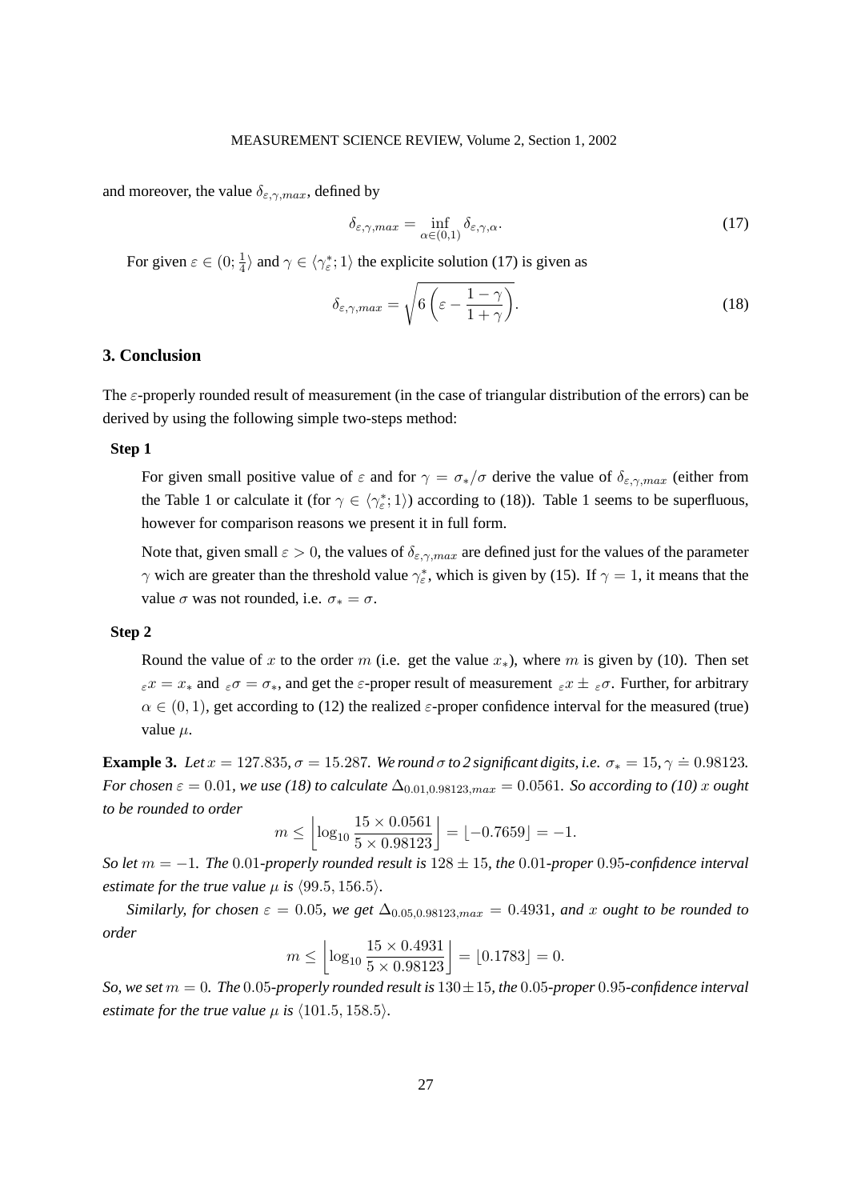and moreover, the value $\delta_{\varepsilon,\gamma,max}$, defined by

$$\delta_{\varepsilon,\gamma,max} = \inf_{\alpha \in (0,1)} \delta_{\varepsilon,\gamma,\alpha}. \tag{17}$$

For given $\varepsilon \in (0; \frac{1}{4}\rangle$ and $\gamma \in \langle \gamma^*_\varepsilon; 1\rangle$ the explicite solution (17) is given as

$$\delta_{\varepsilon,\gamma,max} = \sqrt{6\left(\varepsilon - \frac{1-\gamma}{1+\gamma}\right)}. \tag{18}$$

## 3. Conclusion

The $\varepsilon$-properly rounded result of measurement (in the case of triangular distribution of the errors) can be derived by using the following simple two-steps method:

**Step 1**

For given small positive value of $\varepsilon$ and for $\gamma = \sigma_*/\sigma$ derive the value of $\delta_{\varepsilon,\gamma,max}$ (either from the Table 1 or calculate it (for $\gamma \in \langle \gamma^*_\varepsilon; 1\rangle$) according to (18)). Table 1 seems to be superfluous, however for comparison reasons we present it in full form.

Note that, given small $\varepsilon > 0$, the values of $\delta_{\varepsilon,\gamma,max}$ are defined just for the values of the parameter $\gamma$ wich are greater than the threshold value $\gamma^*_\varepsilon$, which is given by (15). If $\gamma = 1$, it means that the value $\sigma$ was not rounded, i.e. $\sigma_* = \sigma$.

**Step 2**

Round the value of $x$ to the order $m$ (i.e. get the value $x_*$), where $m$ is given by (10). Then set ${}_\varepsilon x = x_*$ and ${}_\varepsilon\sigma = \sigma_*$, and get the $\varepsilon$-proper result of measurement ${}_\varepsilon x \pm {}_\varepsilon\sigma$. Further, for arbitrary $\alpha \in (0,1)$, get according to (12) the realized $\varepsilon$-proper confidence interval for the measured (true) value $\mu$.

**Example 3.** *Let $x = 127.835$, $\sigma = 15.287$. We round $\sigma$ to 2 significant digits, i.e. $\sigma_* = 15$, $\gamma \doteq 0.98123$. For chosen $\varepsilon = 0.01$, we use (18) to calculate $\Delta_{0.01,0.98123,max} = 0.0561$. So according to (10) $x$ ought to be rounded to order*

$$m \leq \left\lfloor \log_{10} \frac{15 \times 0.0561}{5 \times 0.98123} \right\rfloor = \lfloor -0.7659 \rfloor = -1.$$

*So let $m = -1$. The $0.01$-properly rounded result is $128 \pm 15$, the $0.01$-proper $0.95$-confidence interval estimate for the true value $\mu$ is $\langle 99.5, 156.5\rangle$.*

*Similarly, for chosen $\varepsilon = 0.05$, we get $\Delta_{0.05,0.98123,max} = 0.4931$, and $x$ ought to be rounded to order*

$$m \leq \left\lfloor \log_{10} \frac{15 \times 0.4931}{5 \times 0.98123} \right\rfloor = \lfloor 0.1783 \rfloor = 0.$$

*So, we set $m = 0$. The $0.05$-properly rounded result is $130 \pm 15$, the $0.05$-proper $0.95$-confidence interval estimate for the true value $\mu$ is $\langle 101.5, 158.5\rangle$.*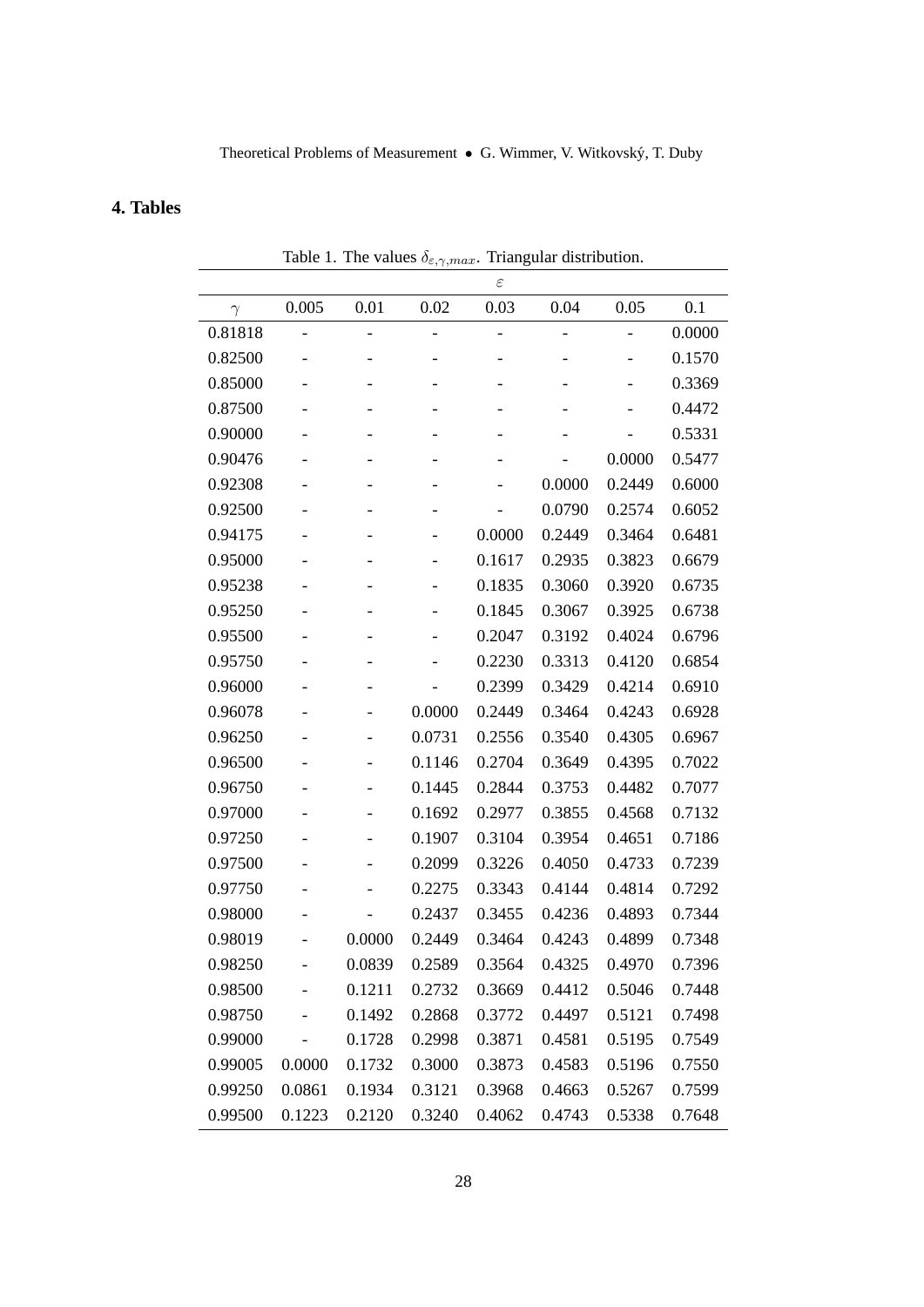## 4. Tables

Table 1. The values $\delta_{\varepsilon,\gamma,max}$. Triangular distribution.

| | $\varepsilon$ | | | | | | |
|---|---|---|---|---|---|---|---|
| $\gamma$ | 0.005 | 0.01 | 0.02 | 0.03 | 0.04 | 0.05 | 0.1 |
| 0.81818 | - | - | - | - | - | - | 0.0000 |
| 0.82500 | - | - | - | - | - | - | 0.1570 |
| 0.85000 | - | - | - | - | - | - | 0.3369 |
| 0.87500 | - | - | - | - | - | - | 0.4472 |
| 0.90000 | - | - | - | - | - | - | 0.5331 |
| 0.90476 | - | - | - | - | - | 0.0000 | 0.5477 |
| 0.92308 | - | - | - | - | 0.0000 | 0.2449 | 0.6000 |
| 0.92500 | - | - | - | - | 0.0790 | 0.2574 | 0.6052 |
| 0.94175 | - | - | - | 0.0000 | 0.2449 | 0.3464 | 0.6481 |
| 0.95000 | - | - | - | 0.1617 | 0.2935 | 0.3823 | 0.6679 |
| 0.95238 | - | - | - | 0.1835 | 0.3060 | 0.3920 | 0.6735 |
| 0.95250 | - | - | - | 0.1845 | 0.3067 | 0.3925 | 0.6738 |
| 0.95500 | - | - | - | 0.2047 | 0.3192 | 0.4024 | 0.6796 |
| 0.95750 | - | - | - | 0.2230 | 0.3313 | 0.4120 | 0.6854 |
| 0.96000 | - | - | - | 0.2399 | 0.3429 | 0.4214 | 0.6910 |
| 0.96078 | - | - | 0.0000 | 0.2449 | 0.3464 | 0.4243 | 0.6928 |
| 0.96250 | - | - | 0.0731 | 0.2556 | 0.3540 | 0.4305 | 0.6967 |
| 0.96500 | - | - | 0.1146 | 0.2704 | 0.3649 | 0.4395 | 0.7022 |
| 0.96750 | - | - | 0.1445 | 0.2844 | 0.3753 | 0.4482 | 0.7077 |
| 0.97000 | - | - | 0.1692 | 0.2977 | 0.3855 | 0.4568 | 0.7132 |
| 0.97250 | - | - | 0.1907 | 0.3104 | 0.3954 | 0.4651 | 0.7186 |
| 0.97500 | - | - | 0.2099 | 0.3226 | 0.4050 | 0.4733 | 0.7239 |
| 0.97750 | - | - | 0.2275 | 0.3343 | 0.4144 | 0.4814 | 0.7292 |
| 0.98000 | - | - | 0.2437 | 0.3455 | 0.4236 | 0.4893 | 0.7344 |
| 0.98019 | - | 0.0000 | 0.2449 | 0.3464 | 0.4243 | 0.4899 | 0.7348 |
| 0.98250 | - | 0.0839 | 0.2589 | 0.3564 | 0.4325 | 0.4970 | 0.7396 |
| 0.98500 | - | 0.1211 | 0.2732 | 0.3669 | 0.4412 | 0.5046 | 0.7448 |
| 0.98750 | - | 0.1492 | 0.2868 | 0.3772 | 0.4497 | 0.5121 | 0.7498 |
| 0.99000 | - | 0.1728 | 0.2998 | 0.3871 | 0.4581 | 0.5195 | 0.7549 |
| 0.99005 | 0.0000 | 0.1732 | 0.3000 | 0.3873 | 0.4583 | 0.5196 | 0.7550 |
| 0.99250 | 0.0861 | 0.1934 | 0.3121 | 0.3968 | 0.4663 | 0.5267 | 0.7599 |
| 0.99500 | 0.1223 | 0.2120 | 0.3240 | 0.4062 | 0.4743 | 0.5338 | 0.7648 |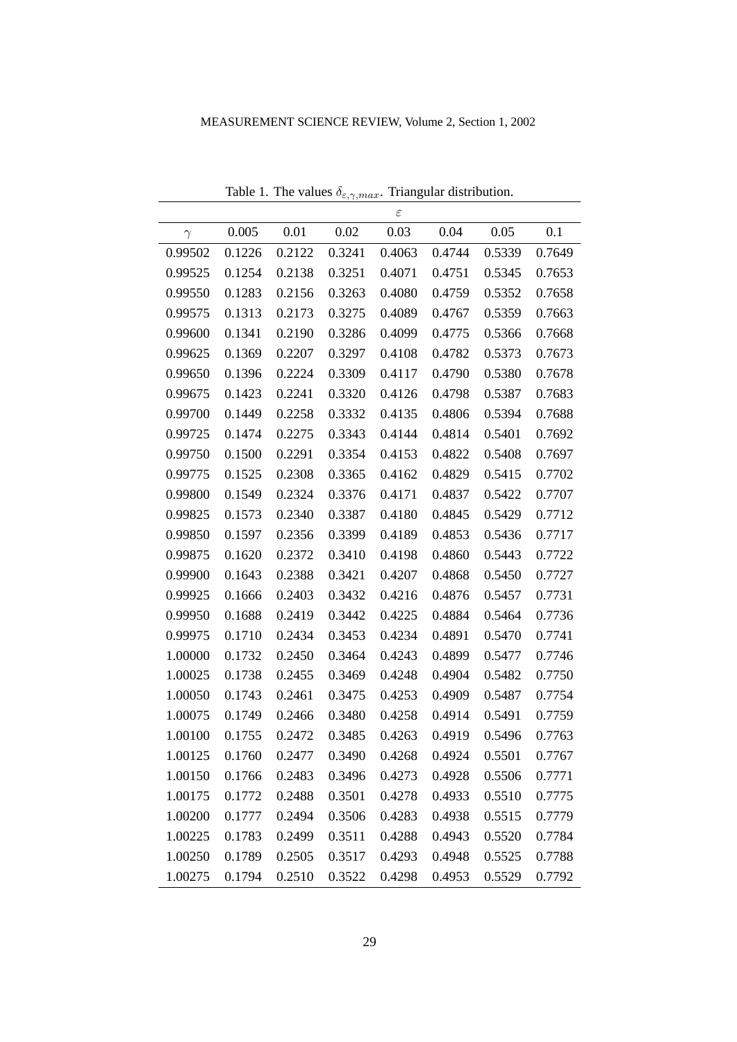Table 1. The values $\delta_{\varepsilon,\gamma,max}$. Triangular distribution.

| | $\varepsilon$ | | | | | | |
|---|---|---|---|---|---|---|---|
| $\gamma$ | 0.005 | 0.01 | 0.02 | 0.03 | 0.04 | 0.05 | 0.1 |
| 0.99502 | 0.1226 | 0.2122 | 0.3241 | 0.4063 | 0.4744 | 0.5339 | 0.7649 |
| 0.99525 | 0.1254 | 0.2138 | 0.3251 | 0.4071 | 0.4751 | 0.5345 | 0.7653 |
| 0.99550 | 0.1283 | 0.2156 | 0.3263 | 0.4080 | 0.4759 | 0.5352 | 0.7658 |
| 0.99575 | 0.1313 | 0.2173 | 0.3275 | 0.4089 | 0.4767 | 0.5359 | 0.7663 |
| 0.99600 | 0.1341 | 0.2190 | 0.3286 | 0.4099 | 0.4775 | 0.5366 | 0.7668 |
| 0.99625 | 0.1369 | 0.2207 | 0.3297 | 0.4108 | 0.4782 | 0.5373 | 0.7673 |
| 0.99650 | 0.1396 | 0.2224 | 0.3309 | 0.4117 | 0.4790 | 0.5380 | 0.7678 |
| 0.99675 | 0.1423 | 0.2241 | 0.3320 | 0.4126 | 0.4798 | 0.5387 | 0.7683 |
| 0.99700 | 0.1449 | 0.2258 | 0.3332 | 0.4135 | 0.4806 | 0.5394 | 0.7688 |
| 0.99725 | 0.1474 | 0.2275 | 0.3343 | 0.4144 | 0.4814 | 0.5401 | 0.7692 |
| 0.99750 | 0.1500 | 0.2291 | 0.3354 | 0.4153 | 0.4822 | 0.5408 | 0.7697 |
| 0.99775 | 0.1525 | 0.2308 | 0.3365 | 0.4162 | 0.4829 | 0.5415 | 0.7702 |
| 0.99800 | 0.1549 | 0.2324 | 0.3376 | 0.4171 | 0.4837 | 0.5422 | 0.7707 |
| 0.99825 | 0.1573 | 0.2340 | 0.3387 | 0.4180 | 0.4845 | 0.5429 | 0.7712 |
| 0.99850 | 0.1597 | 0.2356 | 0.3399 | 0.4189 | 0.4853 | 0.5436 | 0.7717 |
| 0.99875 | 0.1620 | 0.2372 | 0.3410 | 0.4198 | 0.4860 | 0.5443 | 0.7722 |
| 0.99900 | 0.1643 | 0.2388 | 0.3421 | 0.4207 | 0.4868 | 0.5450 | 0.7727 |
| 0.99925 | 0.1666 | 0.2403 | 0.3432 | 0.4216 | 0.4876 | 0.5457 | 0.7731 |
| 0.99950 | 0.1688 | 0.2419 | 0.3442 | 0.4225 | 0.4884 | 0.5464 | 0.7736 |
| 0.99975 | 0.1710 | 0.2434 | 0.3453 | 0.4234 | 0.4891 | 0.5470 | 0.7741 |
| 1.00000 | 0.1732 | 0.2450 | 0.3464 | 0.4243 | 0.4899 | 0.5477 | 0.7746 |
| 1.00025 | 0.1738 | 0.2455 | 0.3469 | 0.4248 | 0.4904 | 0.5482 | 0.7750 |
| 1.00050 | 0.1743 | 0.2461 | 0.3475 | 0.4253 | 0.4909 | 0.5487 | 0.7754 |
| 1.00075 | 0.1749 | 0.2466 | 0.3480 | 0.4258 | 0.4914 | 0.5491 | 0.7759 |
| 1.00100 | 0.1755 | 0.2472 | 0.3485 | 0.4263 | 0.4919 | 0.5496 | 0.7763 |
| 1.00125 | 0.1760 | 0.2477 | 0.3490 | 0.4268 | 0.4924 | 0.5501 | 0.7767 |
| 1.00150 | 0.1766 | 0.2483 | 0.3496 | 0.4273 | 0.4928 | 0.5506 | 0.7771 |
| 1.00175 | 0.1772 | 0.2488 | 0.3501 | 0.4278 | 0.4933 | 0.5510 | 0.7775 |
| 1.00200 | 0.1777 | 0.2494 | 0.3506 | 0.4283 | 0.4938 | 0.5515 | 0.7779 |
| 1.00225 | 0.1783 | 0.2499 | 0.3511 | 0.4288 | 0.4943 | 0.5520 | 0.7784 |
| 1.00250 | 0.1789 | 0.2505 | 0.3517 | 0.4293 | 0.4948 | 0.5525 | 0.7788 |
| 1.00275 | 0.1794 | 0.2510 | 0.3522 | 0.4298 | 0.4953 | 0.5529 | 0.7792 |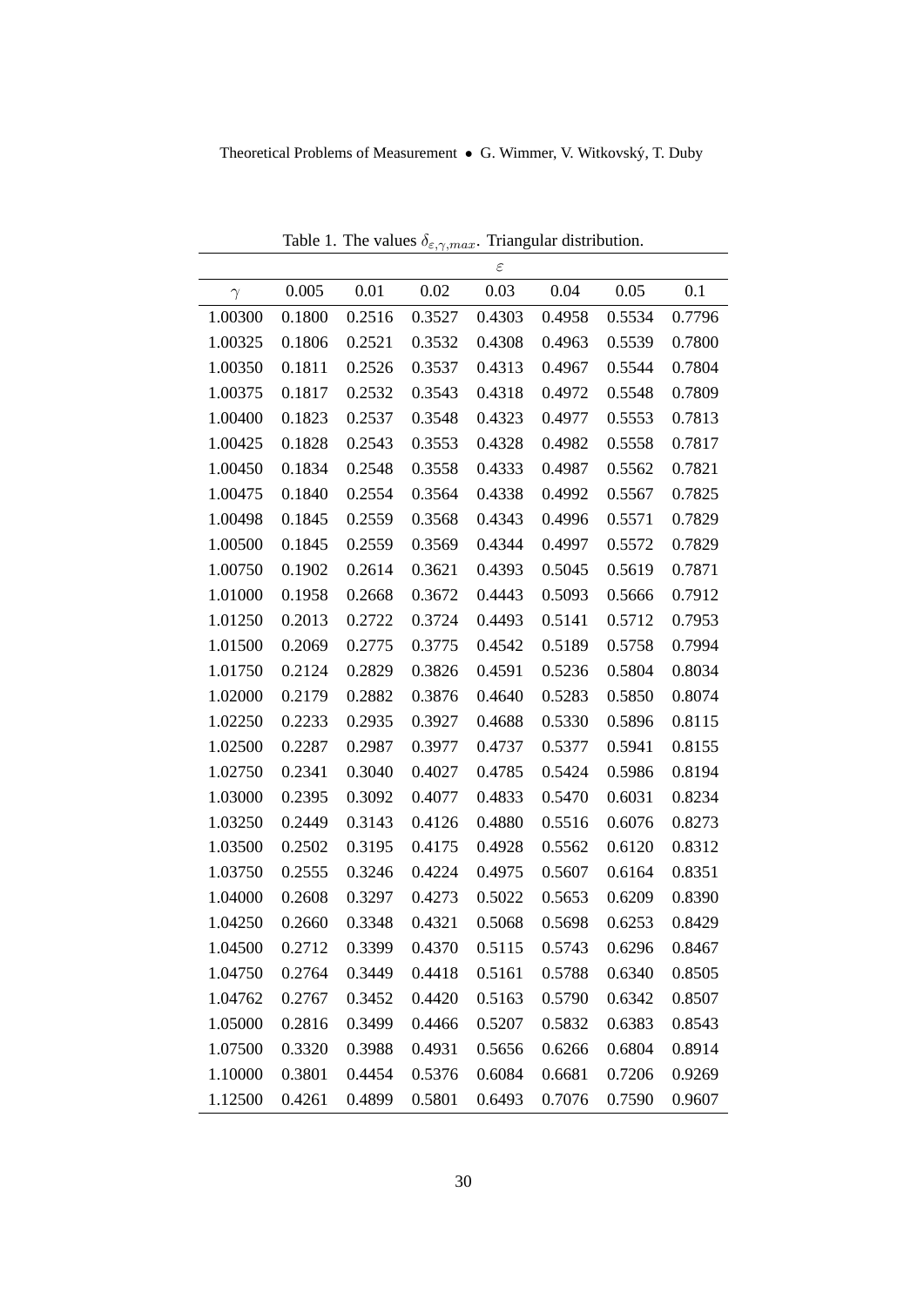Table 1. The values $\delta_{\varepsilon,\gamma,max}$. Triangular distribution.

| | $\varepsilon$ | | | | | | |
|---|---|---|---|---|---|---|---|
| $\gamma$ | 0.005 | 0.01 | 0.02 | 0.03 | 0.04 | 0.05 | 0.1 |
| 1.00300 | 0.1800 | 0.2516 | 0.3527 | 0.4303 | 0.4958 | 0.5534 | 0.7796 |
| 1.00325 | 0.1806 | 0.2521 | 0.3532 | 0.4308 | 0.4963 | 0.5539 | 0.7800 |
| 1.00350 | 0.1811 | 0.2526 | 0.3537 | 0.4313 | 0.4967 | 0.5544 | 0.7804 |
| 1.00375 | 0.1817 | 0.2532 | 0.3543 | 0.4318 | 0.4972 | 0.5548 | 0.7809 |
| 1.00400 | 0.1823 | 0.2537 | 0.3548 | 0.4323 | 0.4977 | 0.5553 | 0.7813 |
| 1.00425 | 0.1828 | 0.2543 | 0.3553 | 0.4328 | 0.4982 | 0.5558 | 0.7817 |
| 1.00450 | 0.1834 | 0.2548 | 0.3558 | 0.4333 | 0.4987 | 0.5562 | 0.7821 |
| 1.00475 | 0.1840 | 0.2554 | 0.3564 | 0.4338 | 0.4992 | 0.5567 | 0.7825 |
| 1.00498 | 0.1845 | 0.2559 | 0.3568 | 0.4343 | 0.4996 | 0.5571 | 0.7829 |
| 1.00500 | 0.1845 | 0.2559 | 0.3569 | 0.4344 | 0.4997 | 0.5572 | 0.7829 |
| 1.00750 | 0.1902 | 0.2614 | 0.3621 | 0.4393 | 0.5045 | 0.5619 | 0.7871 |
| 1.01000 | 0.1958 | 0.2668 | 0.3672 | 0.4443 | 0.5093 | 0.5666 | 0.7912 |
| 1.01250 | 0.2013 | 0.2722 | 0.3724 | 0.4493 | 0.5141 | 0.5712 | 0.7953 |
| 1.01500 | 0.2069 | 0.2775 | 0.3775 | 0.4542 | 0.5189 | 0.5758 | 0.7994 |
| 1.01750 | 0.2124 | 0.2829 | 0.3826 | 0.4591 | 0.5236 | 0.5804 | 0.8034 |
| 1.02000 | 0.2179 | 0.2882 | 0.3876 | 0.4640 | 0.5283 | 0.5850 | 0.8074 |
| 1.02250 | 0.2233 | 0.2935 | 0.3927 | 0.4688 | 0.5330 | 0.5896 | 0.8115 |
| 1.02500 | 0.2287 | 0.2987 | 0.3977 | 0.4737 | 0.5377 | 0.5941 | 0.8155 |
| 1.02750 | 0.2341 | 0.3040 | 0.4027 | 0.4785 | 0.5424 | 0.5986 | 0.8194 |
| 1.03000 | 0.2395 | 0.3092 | 0.4077 | 0.4833 | 0.5470 | 0.6031 | 0.8234 |
| 1.03250 | 0.2449 | 0.3143 | 0.4126 | 0.4880 | 0.5516 | 0.6076 | 0.8273 |
| 1.03500 | 0.2502 | 0.3195 | 0.4175 | 0.4928 | 0.5562 | 0.6120 | 0.8312 |
| 1.03750 | 0.2555 | 0.3246 | 0.4224 | 0.4975 | 0.5607 | 0.6164 | 0.8351 |
| 1.04000 | 0.2608 | 0.3297 | 0.4273 | 0.5022 | 0.5653 | 0.6209 | 0.8390 |
| 1.04250 | 0.2660 | 0.3348 | 0.4321 | 0.5068 | 0.5698 | 0.6253 | 0.8429 |
| 1.04500 | 0.2712 | 0.3399 | 0.4370 | 0.5115 | 0.5743 | 0.6296 | 0.8467 |
| 1.04750 | 0.2764 | 0.3449 | 0.4418 | 0.5161 | 0.5788 | 0.6340 | 0.8505 |
| 1.04762 | 0.2767 | 0.3452 | 0.4420 | 0.5163 | 0.5790 | 0.6342 | 0.8507 |
| 1.05000 | 0.2816 | 0.3499 | 0.4466 | 0.5207 | 0.5832 | 0.6383 | 0.8543 |
| 1.07500 | 0.3320 | 0.3988 | 0.4931 | 0.5656 | 0.6266 | 0.6804 | 0.8914 |
| 1.10000 | 0.3801 | 0.4454 | 0.5376 | 0.6084 | 0.6681 | 0.7206 | 0.9269 |
| 1.12500 | 0.4261 | 0.4899 | 0.5801 | 0.6493 | 0.7076 | 0.7590 | 0.9607 |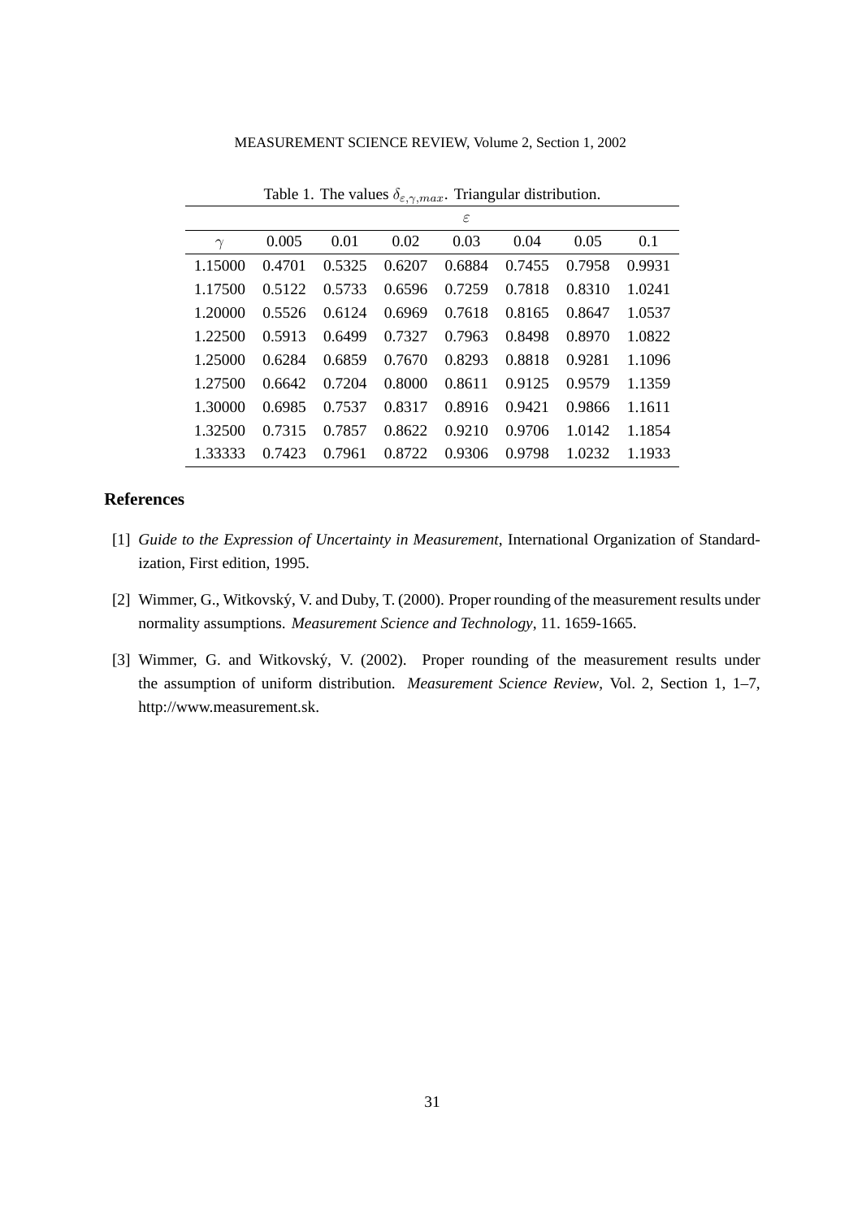Table 1. The values $\delta_{\varepsilon,\gamma,max}$. Triangular distribution.

| | $\varepsilon$ | | | | | | |
|---|---|---|---|---|---|---|---|
| $\gamma$ | 0.005 | 0.01 | 0.02 | 0.03 | 0.04 | 0.05 | 0.1 |
| 1.15000 | 0.4701 | 0.5325 | 0.6207 | 0.6884 | 0.7455 | 0.7958 | 0.9931 |
| 1.17500 | 0.5122 | 0.5733 | 0.6596 | 0.7259 | 0.7818 | 0.8310 | 1.0241 |
| 1.20000 | 0.5526 | 0.6124 | 0.6969 | 0.7618 | 0.8165 | 0.8647 | 1.0537 |
| 1.22500 | 0.5913 | 0.6499 | 0.7327 | 0.7963 | 0.8498 | 0.8970 | 1.0822 |
| 1.25000 | 0.6284 | 0.6859 | 0.7670 | 0.8293 | 0.8818 | 0.9281 | 1.1096 |
| 1.27500 | 0.6642 | 0.7204 | 0.8000 | 0.8611 | 0.9125 | 0.9579 | 1.1359 |
| 1.30000 | 0.6985 | 0.7537 | 0.8317 | 0.8916 | 0.9421 | 0.9866 | 1.1611 |
| 1.32500 | 0.7315 | 0.7857 | 0.8622 | 0.9210 | 0.9706 | 1.0142 | 1.1854 |
| 1.33333 | 0.7423 | 0.7961 | 0.8722 | 0.9306 | 0.9798 | 1.0232 | 1.1933 |

## References

[1] *Guide to the Expression of Uncertainty in Measurement*, International Organization of Standardization, First edition, 1995.

[2] Wimmer, G., Witkovský, V. and Duby, T. (2000). Proper rounding of the measurement results under normality assumptions. *Measurement Science and Technology*, 11. 1659-1665.

[3] Wimmer, G. and Witkovský, V. (2002). Proper rounding of the measurement results under the assumption of uniform distribution. *Measurement Science Review*, Vol. 2, Section 1, 1–7, http://www.measurement.sk.